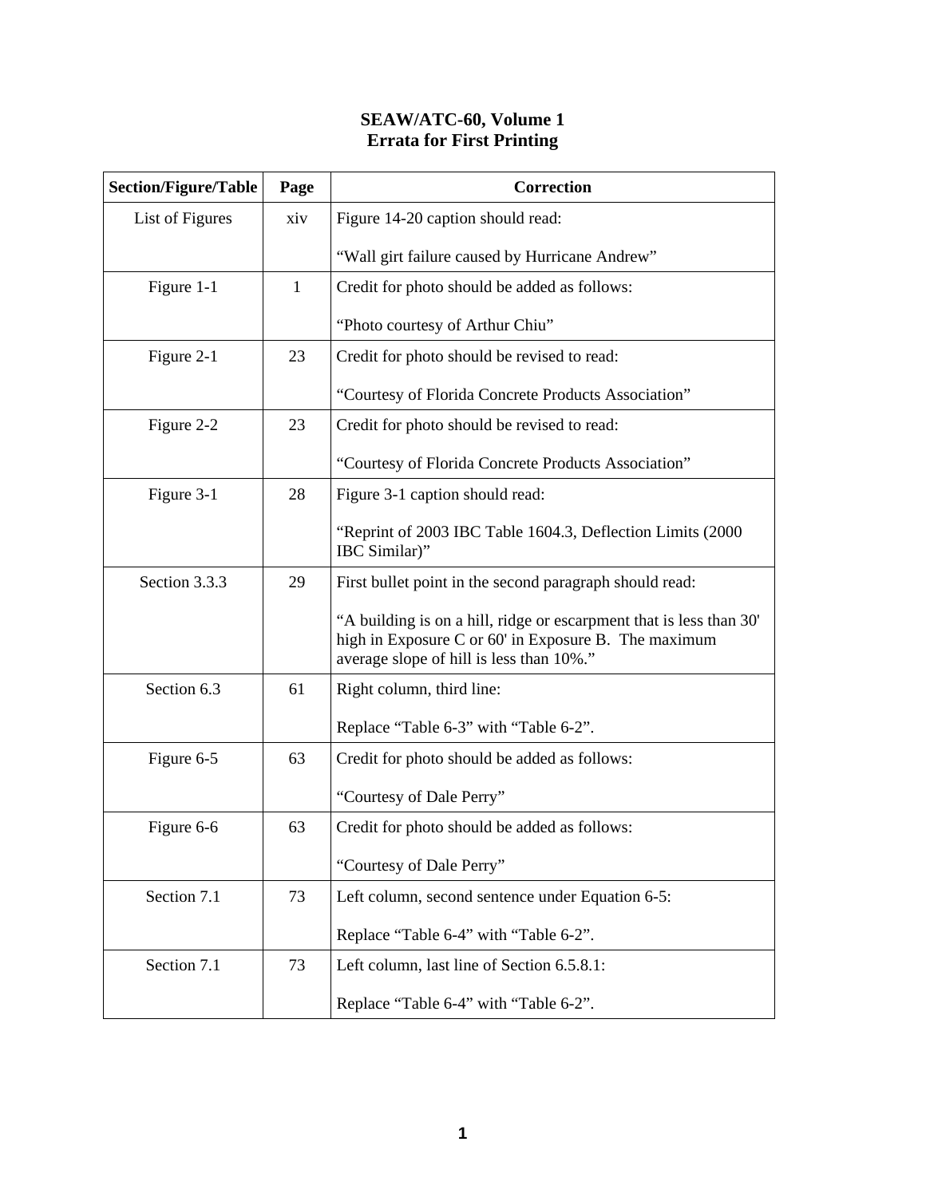# SEAW/ATC-60, Volume 1
## Errata for First Printing

| Section/Figure/Table | Page | Correction |
|---|---|---|
| List of Figures | xiv | Figure 14-20 caption should read:<br><br>"Wall girt failure caused by Hurricane Andrew" |
| Figure 1-1 | 1 | Credit for photo should be added as follows:<br><br>"Photo courtesy of Arthur Chiu" |
| Figure 2-1 | 23 | Credit for photo should be revised to read:<br><br>"Courtesy of Florida Concrete Products Association" |
| Figure 2-2 | 23 | Credit for photo should be revised to read:<br><br>"Courtesy of Florida Concrete Products Association" |
| Figure 3-1 | 28 | Figure 3-1 caption should read:<br><br>"Reprint of 2003 IBC Table 1604.3, Deflection Limits (2000 IBC Similar)" |
| Section 3.3.3 | 29 | First bullet point in the second paragraph should read:<br><br>"A building is on a hill, ridge or escarpment that is less than 30' high in Exposure C or 60' in Exposure B. The maximum average slope of hill is less than 10%." |
| Section 6.3 | 61 | Right column, third line:<br><br>Replace "Table 6-3" with "Table 6-2". |
| Figure 6-5 | 63 | Credit for photo should be added as follows:<br><br>"Courtesy of Dale Perry" |
| Figure 6-6 | 63 | Credit for photo should be added as follows:<br><br>"Courtesy of Dale Perry" |
| Section 7.1 | 73 | Left column, second sentence under Equation 6-5:<br><br>Replace "Table 6-4" with "Table 6-2". |
| Section 7.1 | 73 | Left column, last line of Section 6.5.8.1:<br><br>Replace "Table 6-4" with "Table 6-2". |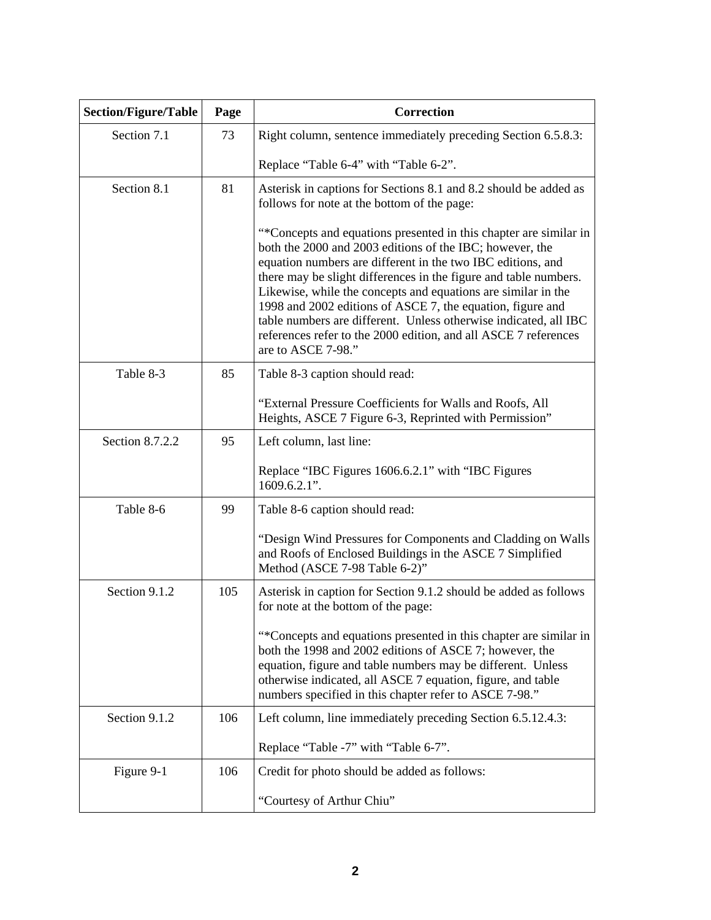| Section/Figure/Table | Page | Correction |
| --- | --- | --- |
| Section 7.1 | 73 | Right column, sentence immediately preceding Section 6.5.8.3:<br><br>Replace “Table 6-4” with “Table 6-2”. |
| Section 8.1 | 81 | Asterisk in captions for Sections 8.1 and 8.2 should be added as follows for note at the bottom of the page:<br><br>“*Concepts and equations presented in this chapter are similar in both the 2000 and 2003 editions of the IBC; however, the equation numbers are different in the two IBC editions, and there may be slight differences in the figure and table numbers. Likewise, while the concepts and equations are similar in the 1998 and 2002 editions of ASCE 7, the equation, figure and table numbers are different. Unless otherwise indicated, all IBC references refer to the 2000 edition, and all ASCE 7 references are to ASCE 7-98.” |
| Table 8-3 | 85 | Table 8-3 caption should read:<br><br>“External Pressure Coefficients for Walls and Roofs, All Heights, ASCE 7 Figure 6-3, Reprinted with Permission” |
| Section 8.7.2.2 | 95 | Left column, last line:<br><br>Replace “IBC Figures 1606.6.2.1” with “IBC Figures 1609.6.2.1”. |
| Table 8-6 | 99 | Table 8-6 caption should read:<br><br>“Design Wind Pressures for Components and Cladding on Walls and Roofs of Enclosed Buildings in the ASCE 7 Simplified Method (ASCE 7-98 Table 6-2)” |
| Section 9.1.2 | 105 | Asterisk in caption for Section 9.1.2 should be added as follows for note at the bottom of the page:<br><br>“*Concepts and equations presented in this chapter are similar in both the 1998 and 2002 editions of ASCE 7; however, the equation, figure and table numbers may be different. Unless otherwise indicated, all ASCE 7 equation, figure, and table numbers specified in this chapter refer to ASCE 7-98.” |
| Section 9.1.2 | 106 | Left column, line immediately preceding Section 6.5.12.4.3:<br><br>Replace “Table -7” with “Table 6-7”. |
| Figure 9-1 | 106 | Credit for photo should be added as follows:<br><br>“Courtesy of Arthur Chiu” |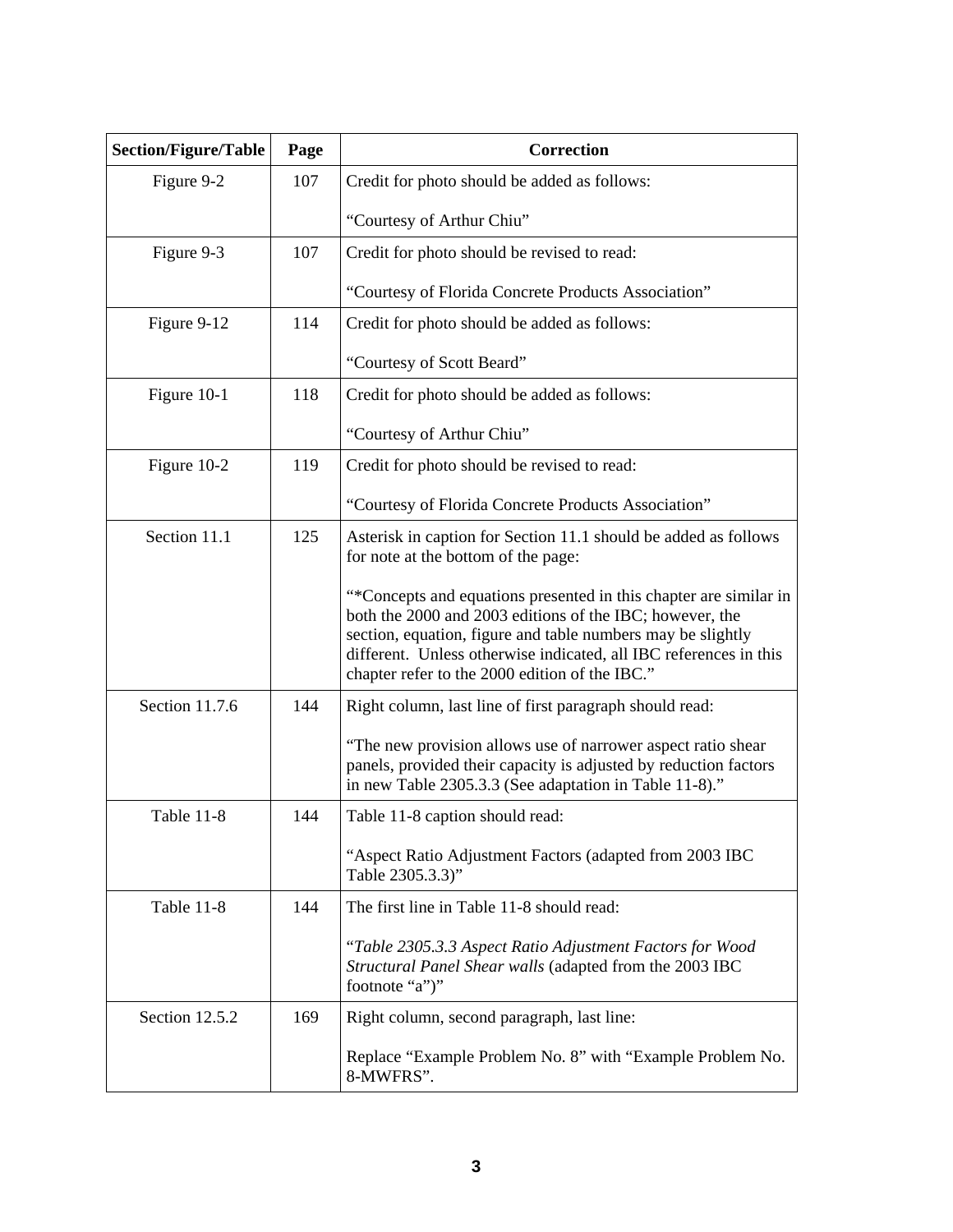| Section/Figure/Table | Page | Correction |
| --- | --- | --- |
| Figure 9-2 | 107 | Credit for photo should be added as follows:<br><br>“Courtesy of Arthur Chiu” |
| Figure 9-3 | 107 | Credit for photo should be revised to read:<br><br>“Courtesy of Florida Concrete Products Association” |
| Figure 9-12 | 114 | Credit for photo should be added as follows:<br><br>“Courtesy of Scott Beard” |
| Figure 10-1 | 118 | Credit for photo should be added as follows:<br><br>“Courtesy of Arthur Chiu” |
| Figure 10-2 | 119 | Credit for photo should be revised to read:<br><br>“Courtesy of Florida Concrete Products Association” |
| Section 11.1 | 125 | Asterisk in caption for Section 11.1 should be added as follows for note at the bottom of the page:<br><br>“*Concepts and equations presented in this chapter are similar in both the 2000 and 2003 editions of the IBC; however, the section, equation, figure and table numbers may be slightly different. Unless otherwise indicated, all IBC references in this chapter refer to the 2000 edition of the IBC.” |
| Section 11.7.6 | 144 | Right column, last line of first paragraph should read:<br><br>“The new provision allows use of narrower aspect ratio shear panels, provided their capacity is adjusted by reduction factors in new Table 2305.3.3 (See adaptation in Table 11-8).” |
| Table 11-8 | 144 | Table 11-8 caption should read:<br><br>“Aspect Ratio Adjustment Factors (adapted from 2003 IBC Table 2305.3.3)” |
| Table 11-8 | 144 | The first line in Table 11-8 should read:<br><br>“*Table 2305.3.3 Aspect Ratio Adjustment Factors for Wood Structural Panel Shear walls* (adapted from the 2003 IBC footnote “a”)” |
| Section 12.5.2 | 169 | Right column, second paragraph, last line:<br><br>Replace “Example Problem No. 8” with “Example Problem No. 8-MWFRS”. |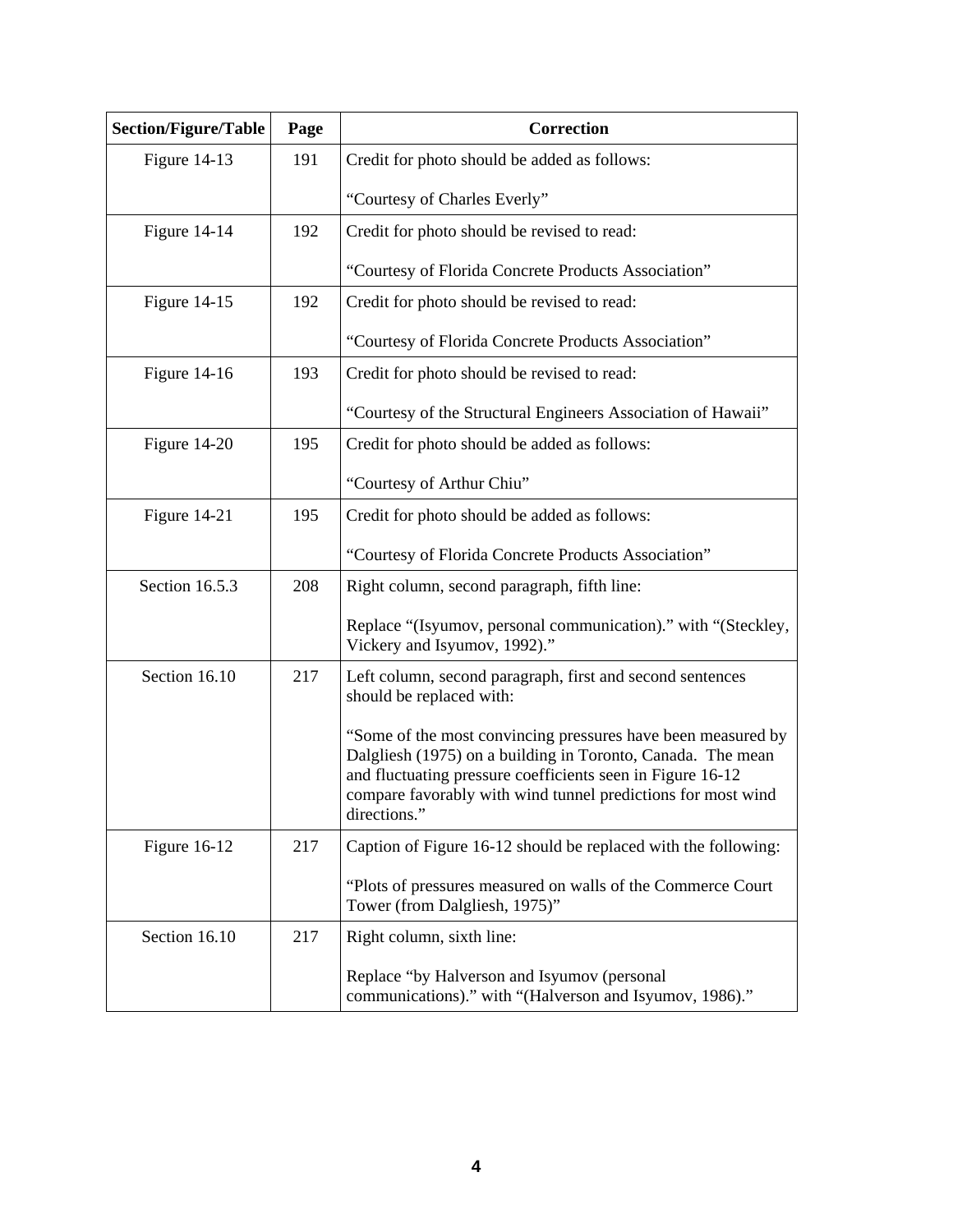| Section/Figure/Table | Page | Correction |
|---|---|---|
| Figure 14-13 | 191 | Credit for photo should be added as follows:<br><br>“Courtesy of Charles Everly” |
| Figure 14-14 | 192 | Credit for photo should be revised to read:<br><br>“Courtesy of Florida Concrete Products Association” |
| Figure 14-15 | 192 | Credit for photo should be revised to read:<br><br>“Courtesy of Florida Concrete Products Association” |
| Figure 14-16 | 193 | Credit for photo should be revised to read:<br><br>“Courtesy of the Structural Engineers Association of Hawaii” |
| Figure 14-20 | 195 | Credit for photo should be added as follows:<br><br>“Courtesy of Arthur Chiu” |
| Figure 14-21 | 195 | Credit for photo should be added as follows:<br><br>“Courtesy of Florida Concrete Products Association” |
| Section 16.5.3 | 208 | Right column, second paragraph, fifth line:<br><br>Replace “(Isyumov, personal communication).” with “(Steckley, Vickery and Isyumov, 1992).” |
| Section 16.10 | 217 | Left column, second paragraph, first and second sentences should be replaced with:<br><br>“Some of the most convincing pressures have been measured by Dalgliesh (1975) on a building in Toronto, Canada. The mean and fluctuating pressure coefficients seen in Figure 16-12 compare favorably with wind tunnel predictions for most wind directions.” |
| Figure 16-12 | 217 | Caption of Figure 16-12 should be replaced with the following:<br><br>“Plots of pressures measured on walls of the Commerce Court Tower (from Dalgliesh, 1975)” |
| Section 16.10 | 217 | Right column, sixth line:<br><br>Replace “by Halverson and Isyumov (personal communications).” with “(Halverson and Isyumov, 1986).” |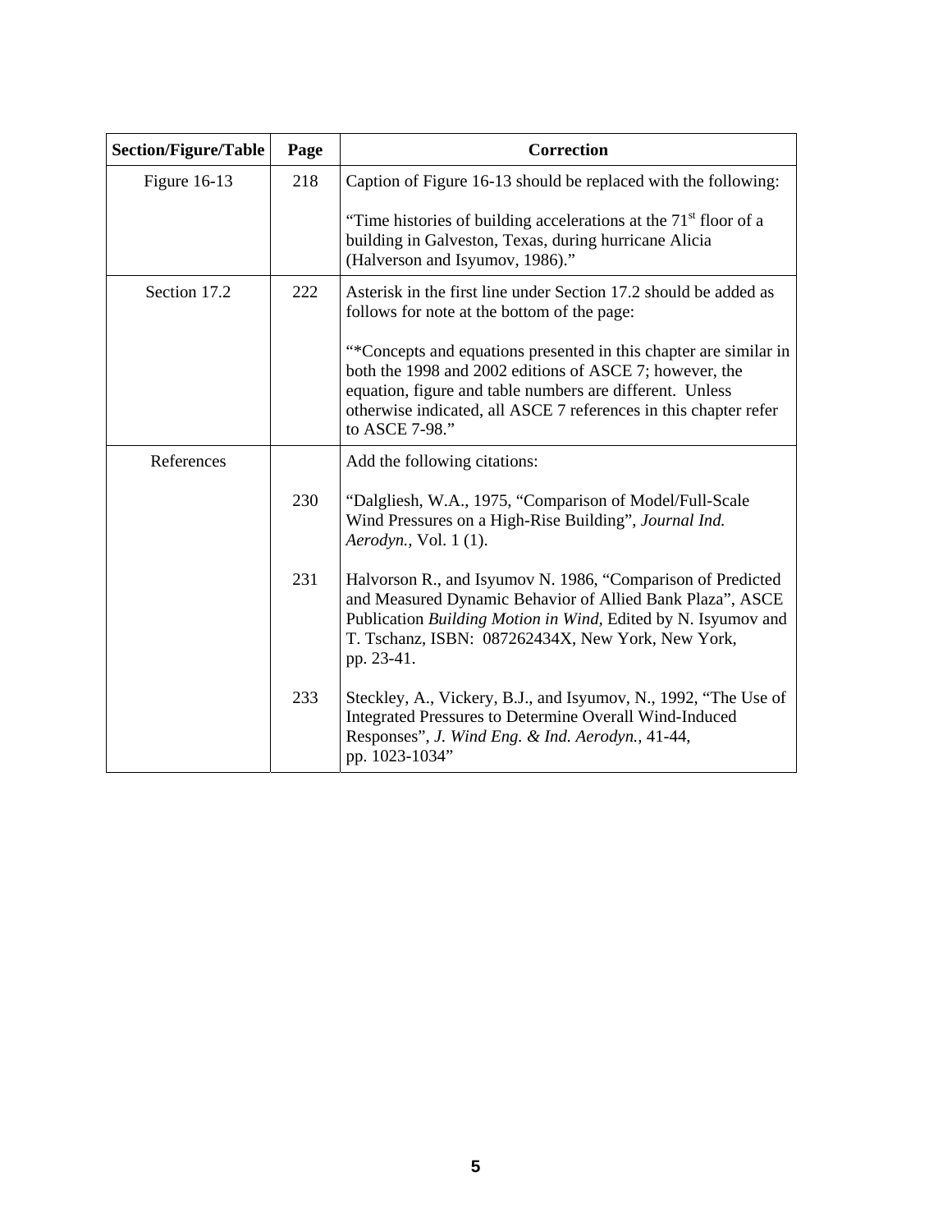| Section/Figure/Table | Page | Correction |
| --- | --- | --- |
| Figure 16-13 | 218 | Caption of Figure 16-13 should be replaced with the following:<br><br>"Time histories of building accelerations at the 71st floor of a building in Galveston, Texas, during hurricane Alicia (Halverson and Isyumov, 1986)." |
| Section 17.2 | 222 | Asterisk in the first line under Section 17.2 should be added as follows for note at the bottom of the page:<br><br>"*Concepts and equations presented in this chapter are similar in both the 1998 and 2002 editions of ASCE 7; however, the equation, figure and table numbers are different. Unless otherwise indicated, all ASCE 7 references in this chapter refer to ASCE 7-98." |
| References | | Add the following citations: |
| | 230 | "Dalgliesh, W.A., 1975, "Comparison of Model/Full-Scale Wind Pressures on a High-Rise Building", *Journal Ind. Aerodyn.,* Vol. 1 (1). |
| | 231 | Halvorson R., and Isyumov N. 1986, "Comparison of Predicted and Measured Dynamic Behavior of Allied Bank Plaza", ASCE Publication *Building Motion in Wind,* Edited by N. Isyumov and T. Tschanz, ISBN: 087262434X, New York, New York, pp. 23-41. |
| | 233 | Steckley, A., Vickery, B.J., and Isyumov, N., 1992, "The Use of Integrated Pressures to Determine Overall Wind-Induced Responses", *J. Wind Eng. & Ind. Aerodyn.,* 41-44, pp. 1023-1034" |